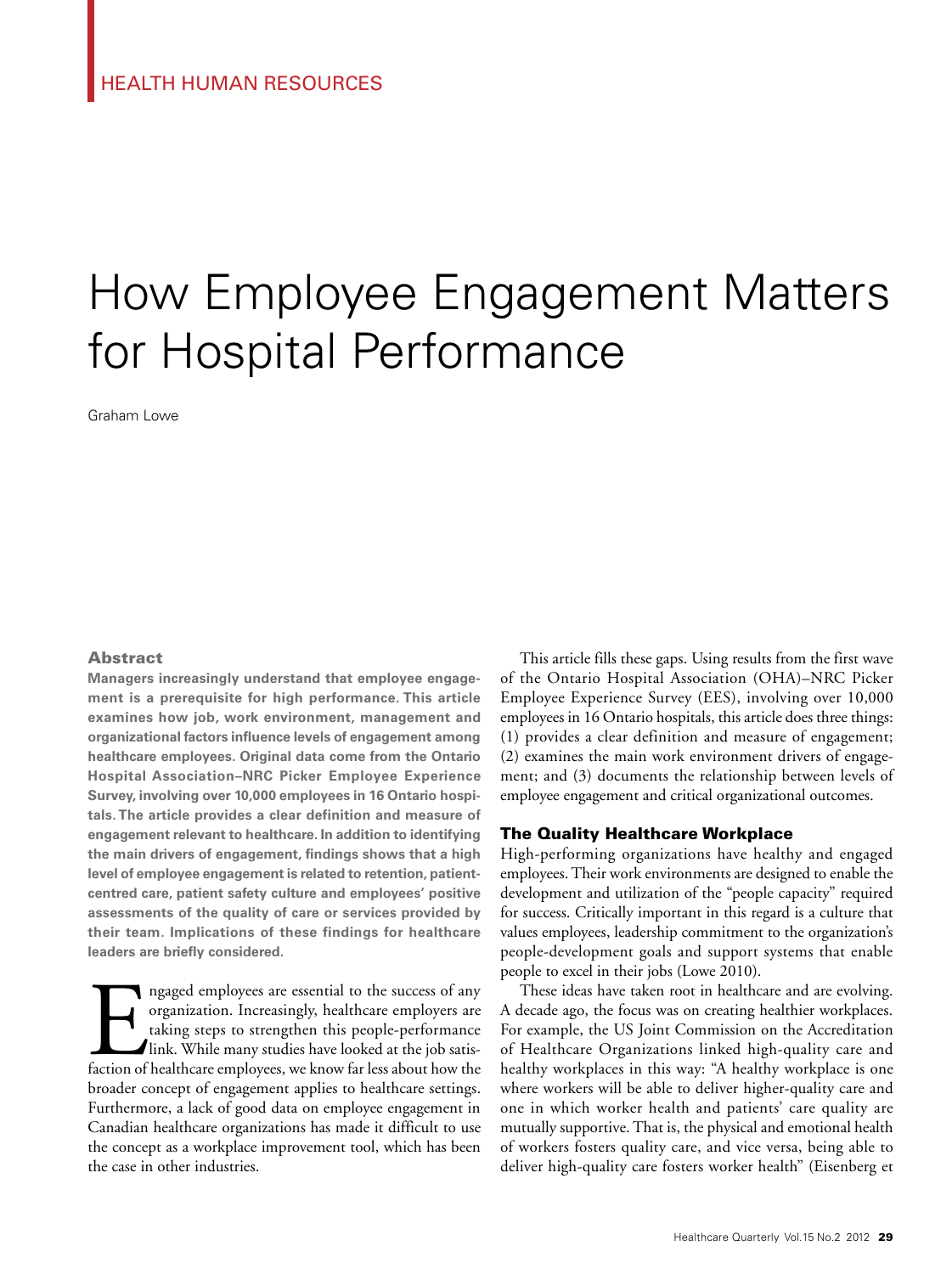HEALTH HUMAN RESOURCES

# How Employee Engagement Matters for Hospital Performance

Graham Lowe

## Abstract

**Managers increasingly understand that employee engagement is a prerequisite for high performance. This article examines how job, work environment, management and organizational factors influence levels of engagement among healthcare employees. Original data come from the Ontario Hospital Association–NRC Picker Employee Experience Survey, involving over 10,000 employees in 16 Ontario hospitals. The article provides a clear definition and measure of engagement relevant to healthcare. In addition to identifying the main drivers of engagement, findings shows that a high level of employee engagement is related to retention, patient-centred care, patient safety culture and employees' positive assessments of the quality of care or services provided by their team. Implications of these findings for healthcare leaders are briefly considered.**

Engaged employees are essential to the success of any organization. Increasingly, healthcare employers are taking steps to strengthen this people-performance link. While many studies have looked at the job satisfaction of healthcare employees, we know far less about how the broader concept of engagement applies to healthcare settings. Furthermore, a lack of good data on employee engagement in Canadian healthcare organizations has made it difficult to use the concept as a workplace improvement tool, which has been the case in other industries.

This article fills these gaps. Using results from the first wave of the Ontario Hospital Association (OHA)–NRC Picker Employee Experience Survey (EES), involving over 10,000 employees in 16 Ontario hospitals, this article does three things: (1) provides a clear definition and measure of engagement; (2) examines the main work environment drivers of engagement; and (3) documents the relationship between levels of employee engagement and critical organizational outcomes.

## The Quality Healthcare Workplace

High-performing organizations have healthy and engaged employees. Their work environments are designed to enable the development and utilization of the "people capacity" required for success. Critically important in this regard is a culture that values employees, leadership commitment to the organization's people-development goals and support systems that enable people to excel in their jobs (Lowe 2010).

These ideas have taken root in healthcare and are evolving. A decade ago, the focus was on creating healthier workplaces. For example, the US Joint Commission on the Accreditation of Healthcare Organizations linked high-quality care and healthy workplaces in this way: "A healthy workplace is one where workers will be able to deliver higher-quality care and one in which worker health and patients' care quality are mutually supportive. That is, the physical and emotional health of workers fosters quality care, and vice versa, being able to deliver high-quality care fosters worker health" (Eisenberg et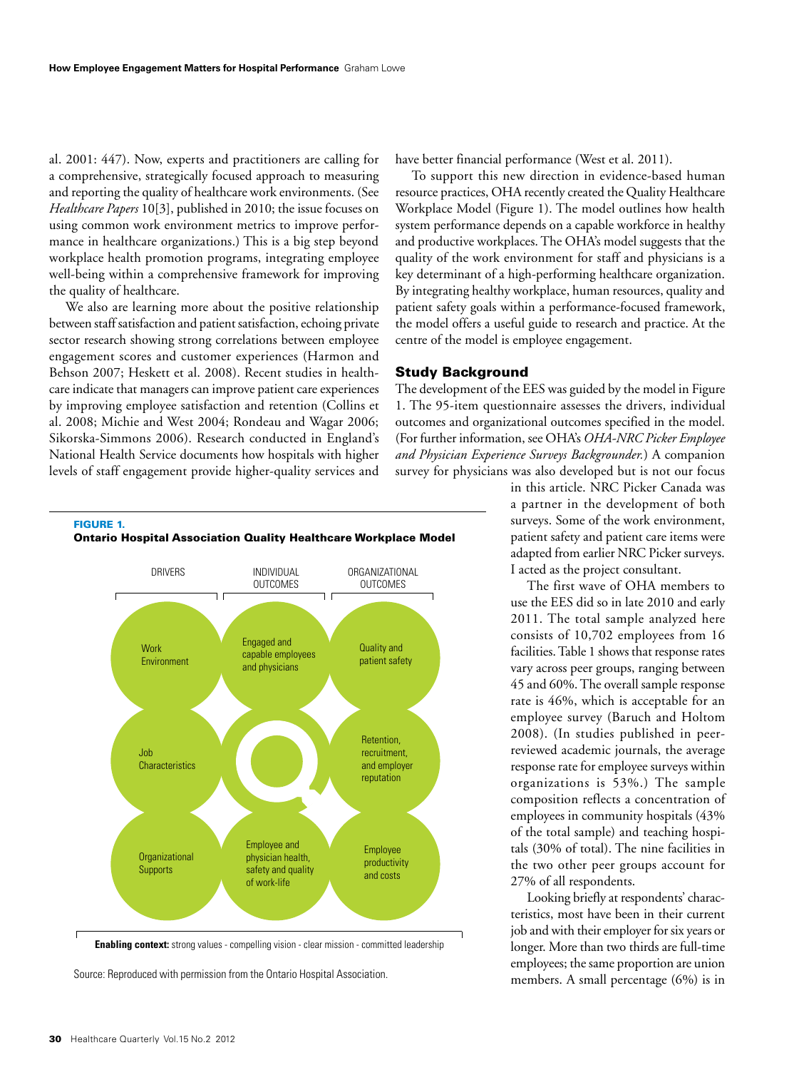al. 2001: 447). Now, experts and practitioners are calling for a comprehensive, strategically focused approach to measuring and reporting the quality of healthcare work environments. (See *Healthcare Papers* 10[3], published in 2010; the issue focuses on using common work environment metrics to improve performance in healthcare organizations.) This is a big step beyond workplace health promotion programs, integrating employee well-being within a comprehensive framework for improving the quality of healthcare.

We also are learning more about the positive relationship between staff satisfaction and patient satisfaction, echoing private sector research showing strong correlations between employee engagement scores and customer experiences (Harmon and Behson 2007; Heskett et al. 2008). Recent studies in healthcare indicate that managers can improve patient care experiences by improving employee satisfaction and retention (Collins et al. 2008; Michie and West 2004; Rondeau and Wagar 2006; Sikorska-Simmons 2006). Research conducted in England's National Health Service documents how hospitals with higher levels of staff engagement provide higher-quality services and have better financial performance (West et al. 2011).

To support this new direction in evidence-based human resource practices, OHA recently created the Quality Healthcare Workplace Model (Figure 1). The model outlines how health system performance depends on a capable workforce in healthy and productive workplaces. The OHA's model suggests that the quality of the work environment for staff and physicians is a key determinant of a high-performing healthcare organization. By integrating healthy workplace, human resources, quality and patient safety goals within a performance-focused framework, the model offers a useful guide to research and practice. At the centre of the model is employee engagement.

**FIGURE 1.**
**Ontario Hospital Association Quality Healthcare Workplace Model**

| DRIVERS | INDIVIDUAL OUTCOMES | ORGANIZATIONAL OUTCOMES |
|---|---|---|
| Work Environment | Engaged and capable employees and physicians | Quality and patient safety |
| Job Characteristics | | Retention, recruitment, and employer reputation |
| Organizational Supports | Employee and physician health, safety and quality of work-life | Employee productivity and costs |

**Enabling context:** strong values - compelling vision - clear mission - committed leadership

Source: Reproduced with permission from the Ontario Hospital Association.

## Study Background

The development of the EES was guided by the model in Figure 1. The 95-item questionnaire assesses the drivers, individual outcomes and organizational outcomes specified in the model. (For further information, see OHA's *OHA-NRC Picker Employee and Physician Experience Surveys Backgrounder.*) A companion survey for physicians was also developed but is not our focus in this article. NRC Picker Canada was a partner in the development of both surveys. Some of the work environment, patient safety and patient care items were adapted from earlier NRC Picker surveys. I acted as the project consultant.

The first wave of OHA members to use the EES did so in late 2010 and early 2011. The total sample analyzed here consists of 10,702 employees from 16 facilities. Table 1 shows that response rates vary across peer groups, ranging between 45 and 60%. The overall sample response rate is 46%, which is acceptable for an employee survey (Baruch and Holtom 2008). (In studies published in peer-reviewed academic journals, the average response rate for employee surveys within organizations is 53%.) The sample composition reflects a concentration of employees in community hospitals (43% of the total sample) and teaching hospitals (30% of total). The nine facilities in the two other peer groups account for 27% of all respondents.

Looking briefly at respondents' characteristics, most have been in their current job and with their employer for six years or longer. More than two thirds are full-time employees; the same proportion are union members. A small percentage (6%) is in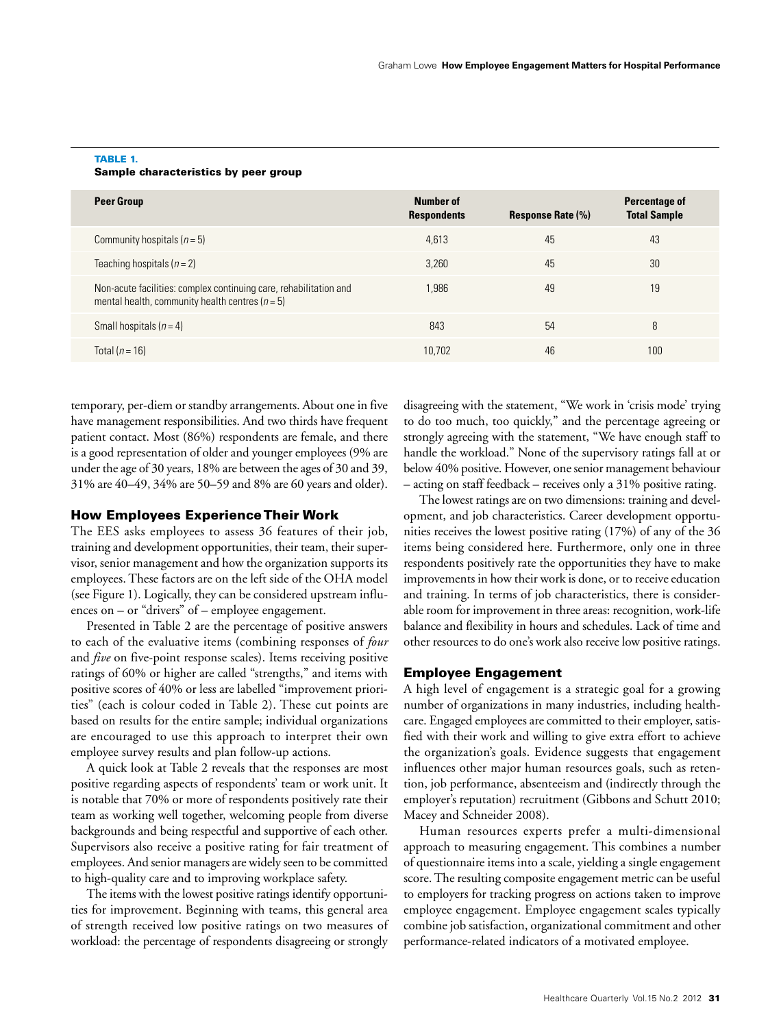**TABLE 1.**
**Sample characteristics by peer group**

| Peer Group | Number of Respondents | Response Rate (%) | Percentage of Total Sample |
|---|---|---|---|
| Community hospitals (*n* = 5) | 4,613 | 45 | 43 |
| Teaching hospitals (*n* = 2) | 3,260 | 45 | 30 |
| Non-acute facilities: complex continuing care, rehabilitation and mental health, community health centres (*n* = 5) | 1,986 | 49 | 19 |
| Small hospitals (*n* = 4) | 843 | 54 | 8 |
| Total (*n* = 16) | 10,702 | 46 | 100 |

temporary, per-diem or standby arrangements. About one in five have management responsibilities. And two thirds have frequent patient contact. Most (86%) respondents are female, and there is a good representation of older and younger employees (9% are under the age of 30 years, 18% are between the ages of 30 and 39, 31% are 40–49, 34% are 50–59 and 8% are 60 years and older).

### How Employees Experience Their Work

The EES asks employees to assess 36 features of their job, training and development opportunities, their team, their supervisor, senior management and how the organization supports its employees. These factors are on the left side of the OHA model (see Figure 1). Logically, they can be considered upstream influences on – or "drivers" of – employee engagement.

Presented in Table 2 are the percentage of positive answers to each of the evaluative items (combining responses of *four* and *five* on five-point response scales). Items receiving positive ratings of 60% or higher are called "strengths," and items with positive scores of 40% or less are labelled "improvement priorities" (each is colour coded in Table 2). These cut points are based on results for the entire sample; individual organizations are encouraged to use this approach to interpret their own employee survey results and plan follow-up actions.

A quick look at Table 2 reveals that the responses are most positive regarding aspects of respondents' team or work unit. It is notable that 70% or more of respondents positively rate their team as working well together, welcoming people from diverse backgrounds and being respectful and supportive of each other. Supervisors also receive a positive rating for fair treatment of employees. And senior managers are widely seen to be committed to high-quality care and to improving workplace safety.

The items with the lowest positive ratings identify opportunities for improvement. Beginning with teams, this general area of strength received low positive ratings on two measures of workload: the percentage of respondents disagreeing or strongly disagreeing with the statement, "We work in 'crisis mode' trying to do too much, too quickly," and the percentage agreeing or strongly agreeing with the statement, "We have enough staff to handle the workload." None of the supervisory ratings fall at or below 40% positive. However, one senior management behaviour – acting on staff feedback – receives only a 31% positive rating.

The lowest ratings are on two dimensions: training and development, and job characteristics. Career development opportunities receives the lowest positive rating (17%) of any of the 36 items being considered here. Furthermore, only one in three respondents positively rate the opportunities they have to make improvements in how their work is done, or to receive education and training. In terms of job characteristics, there is considerable room for improvement in three areas: recognition, work-life balance and flexibility in hours and schedules. Lack of time and other resources to do one's work also receive low positive ratings.

### Employee Engagement

A high level of engagement is a strategic goal for a growing number of organizations in many industries, including healthcare. Engaged employees are committed to their employer, satisfied with their work and willing to give extra effort to achieve the organization's goals. Evidence suggests that engagement influences other major human resources goals, such as retention, job performance, absenteeism and (indirectly through the employer's reputation) recruitment (Gibbons and Schutt 2010; Macey and Schneider 2008).

Human resources experts prefer a multi-dimensional approach to measuring engagement. This combines a number of questionnaire items into a scale, yielding a single engagement score. The resulting composite engagement metric can be useful to employers for tracking progress on actions taken to improve employee engagement. Employee engagement scales typically combine job satisfaction, organizational commitment and other performance-related indicators of a motivated employee.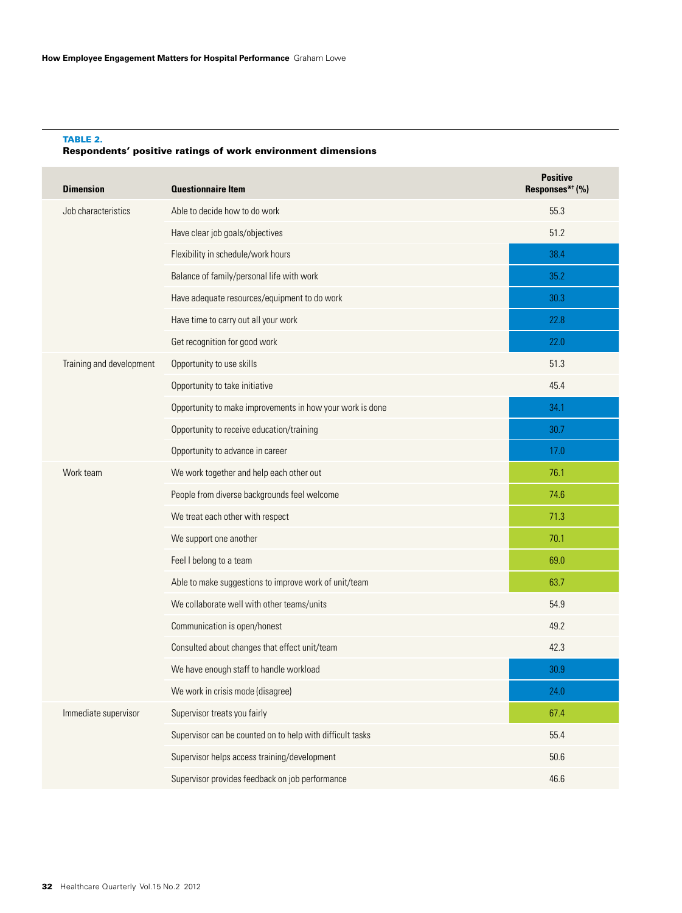**TABLE 2.**
**Respondents' positive ratings of work environment dimensions**

| Dimension | Questionnaire Item | Positive Responses*† (%) |
|---|---|---|
| Job characteristics | Able to decide how to do work | 55.3 |
| | Have clear job goals/objectives | 51.2 |
| | Flexibility in schedule/work hours | 38.4 |
| | Balance of family/personal life with work | 35.2 |
| | Have adequate resources/equipment to do work | 30.3 |
| | Have time to carry out all your work | 22.8 |
| | Get recognition for good work | 22.0 |
| Training and development | Opportunity to use skills | 51.3 |
| | Opportunity to take initiative | 45.4 |
| | Opportunity to make improvements in how your work is done | 34.1 |
| | Opportunity to receive education/training | 30.7 |
| | Opportunity to advance in career | 17.0 |
| Work team | We work together and help each other out | 76.1 |
| | People from diverse backgrounds feel welcome | 74.6 |
| | We treat each other with respect | 71.3 |
| | We support one another | 70.1 |
| | Feel I belong to a team | 69.0 |
| | Able to make suggestions to improve work of unit/team | 63.7 |
| | We collaborate well with other teams/units | 54.9 |
| | Communication is open/honest | 49.2 |
| | Consulted about changes that effect unit/team | 42.3 |
| | We have enough staff to handle workload | 30.9 |
| | We work in crisis mode (disagree) | 24.0 |
| Immediate supervisor | Supervisor treats you fairly | 67.4 |
| | Supervisor can be counted on to help with difficult tasks | 55.4 |
| | Supervisor helps access training/development | 50.6 |
| | Supervisor provides feedback on job performance | 46.6 |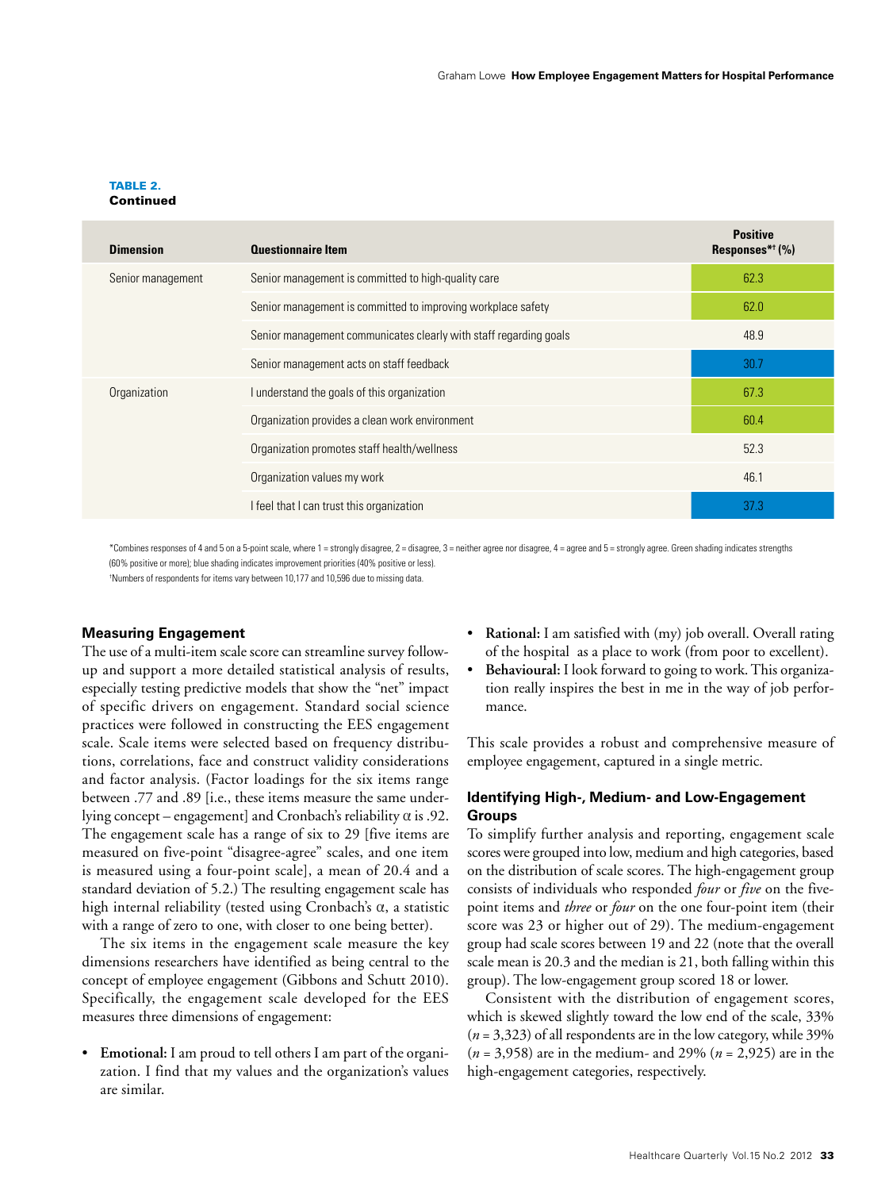**TABLE 2.**
**Continued**

| Dimension | Questionnaire Item | Positive Responses*† (%) |
|---|---|---|
| Senior management | Senior management is committed to high-quality care | 62.3 |
| | Senior management is committed to improving workplace safety | 62.0 |
| | Senior management communicates clearly with staff regarding goals | 48.9 |
| | Senior management acts on staff feedback | 30.7 |
| Organization | I understand the goals of this organization | 67.3 |
| | Organization provides a clean work environment | 60.4 |
| | Organization promotes staff health/wellness | 52.3 |
| | Organization values my work | 46.1 |
| | I feel that I can trust this organization | 37.3 |

*Combines responses of 4 and 5 on a 5-point scale, where 1 = strongly disagree, 2 = disagree, 3 = neither agree nor disagree, 4 = agree and 5 = strongly agree. Green shading indicates strengths (60% positive or more); blue shading indicates improvement priorities (40% positive or less).
†Numbers of respondents for items vary between 10,177 and 10,596 due to missing data.

## Measuring Engagement

The use of a multi-item scale score can streamline survey follow-up and support a more detailed statistical analysis of results, especially testing predictive models that show the "net" impact of specific drivers on engagement. Standard social science practices were followed in constructing the EES engagement scale. Scale items were selected based on frequency distributions, correlations, face and construct validity considerations and factor analysis. (Factor loadings for the six items range between .77 and .89 [i.e., these items measure the same underlying concept – engagement] and Cronbach's reliability $\alpha$ is .92. The engagement scale has a range of six to 29 [five items are measured on five-point "disagree-agree" scales, and one item is measured using a four-point scale], a mean of 20.4 and a standard deviation of 5.2.) The resulting engagement scale has high internal reliability (tested using Cronbach's $\alpha$, a statistic with a range of zero to one, with closer to one being better).

The six items in the engagement scale measure the key dimensions researchers have identified as being central to the concept of employee engagement (Gibbons and Schutt 2010). Specifically, the engagement scale developed for the EES measures three dimensions of engagement:

- **Emotional:** I am proud to tell others I am part of the organization. I find that my values and the organization's values are similar.
- **Rational:** I am satisfied with (my) job overall. Overall rating of the hospital as a place to work (from poor to excellent).
- **Behavioural:** I look forward to going to work. This organization really inspires the best in me in the way of job performance.

This scale provides a robust and comprehensive measure of employee engagement, captured in a single metric.

## Identifying High-, Medium- and Low-Engagement Groups

To simplify further analysis and reporting, engagement scale scores were grouped into low, medium and high categories, based on the distribution of scale scores. The high-engagement group consists of individuals who responded *four* or *five* on the five-point items and *three* or *four* on the one four-point item (their score was 23 or higher out of 29). The medium-engagement group had scale scores between 19 and 22 (note that the overall scale mean is 20.3 and the median is 21, both falling within this group). The low-engagement group scored 18 or lower.

Consistent with the distribution of engagement scores, which is skewed slightly toward the low end of the scale, 33% ($n$ = 3,323) of all respondents are in the low category, while 39% ($n$ = 3,958) are in the medium- and 29% ($n$ = 2,925) are in the high-engagement categories, respectively.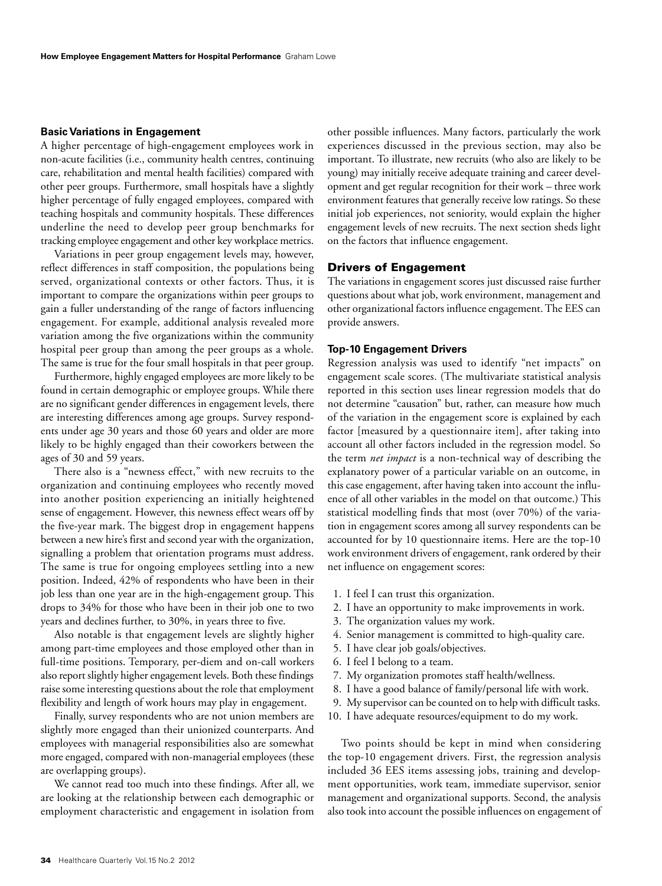### Basic Variations in Engagement

A higher percentage of high-engagement employees work in non-acute facilities (i.e., community health centres, continuing care, rehabilitation and mental health facilities) compared with other peer groups. Furthermore, small hospitals have a slightly higher percentage of fully engaged employees, compared with teaching hospitals and community hospitals. These differences underline the need to develop peer group benchmarks for tracking employee engagement and other key workplace metrics.

Variations in peer group engagement levels may, however, reflect differences in staff composition, the populations being served, organizational contexts or other factors. Thus, it is important to compare the organizations within peer groups to gain a fuller understanding of the range of factors influencing engagement. For example, additional analysis revealed more variation among the five organizations within the community hospital peer group than among the peer groups as a whole. The same is true for the four small hospitals in that peer group.

Furthermore, highly engaged employees are more likely to be found in certain demographic or employee groups. While there are no significant gender differences in engagement levels, there are interesting differences among age groups. Survey respondents under age 30 years and those 60 years and older are more likely to be highly engaged than their coworkers between the ages of 30 and 59 years.

There also is a "newness effect," with new recruits to the organization and continuing employees who recently moved into another position experiencing an initially heightened sense of engagement. However, this newness effect wears off by the five-year mark. The biggest drop in engagement happens between a new hire's first and second year with the organization, signalling a problem that orientation programs must address. The same is true for ongoing employees settling into a new position. Indeed, 42% of respondents who have been in their job less than one year are in the high-engagement group. This drops to 34% for those who have been in their job one to two years and declines further, to 30%, in years three to five.

Also notable is that engagement levels are slightly higher among part-time employees and those employed other than in full-time positions. Temporary, per-diem and on-call workers also report slightly higher engagement levels. Both these findings raise some interesting questions about the role that employment flexibility and length of work hours may play in engagement.

Finally, survey respondents who are not union members are slightly more engaged than their unionized counterparts. And employees with managerial responsibilities also are somewhat more engaged, compared with non-managerial employees (these are overlapping groups).

We cannot read too much into these findings. After all, we are looking at the relationship between each demographic or employment characteristic and engagement in isolation from other possible influences. Many factors, particularly the work experiences discussed in the previous section, may also be important. To illustrate, new recruits (who also are likely to be young) may initially receive adequate training and career development and get regular recognition for their work – three work environment features that generally receive low ratings. So these initial job experiences, not seniority, would explain the higher engagement levels of new recruits. The next section sheds light on the factors that influence engagement.

## Drivers of Engagement

The variations in engagement scores just discussed raise further questions about what job, work environment, management and other organizational factors influence engagement. The EES can provide answers.

### Top-10 Engagement Drivers

Regression analysis was used to identify "net impacts" on engagement scale scores. (The multivariate statistical analysis reported in this section uses linear regression models that do not determine "causation" but, rather, can measure how much of the variation in the engagement score is explained by each factor [measured by a questionnaire item], after taking into account all other factors included in the regression model. So the term *net impact* is a non-technical way of describing the explanatory power of a particular variable on an outcome, in this case engagement, after having taken into account the influence of all other variables in the model on that outcome.) This statistical modelling finds that most (over 70%) of the variation in engagement scores among all survey respondents can be accounted for by 10 questionnaire items. Here are the top-10 work environment drivers of engagement, rank ordered by their net influence on engagement scores:

1. I feel I can trust this organization.
2. I have an opportunity to make improvements in work.
3. The organization values my work.
4. Senior management is committed to high-quality care.
5. I have clear job goals/objectives.
6. I feel I belong to a team.
7. My organization promotes staff health/wellness.
8. I have a good balance of family/personal life with work.
9. My supervisor can be counted on to help with difficult tasks.
10. I have adequate resources/equipment to do my work.

Two points should be kept in mind when considering the top-10 engagement drivers. First, the regression analysis included 36 EES items assessing jobs, training and development opportunities, work team, immediate supervisor, senior management and organizational supports. Second, the analysis also took into account the possible influences on engagement of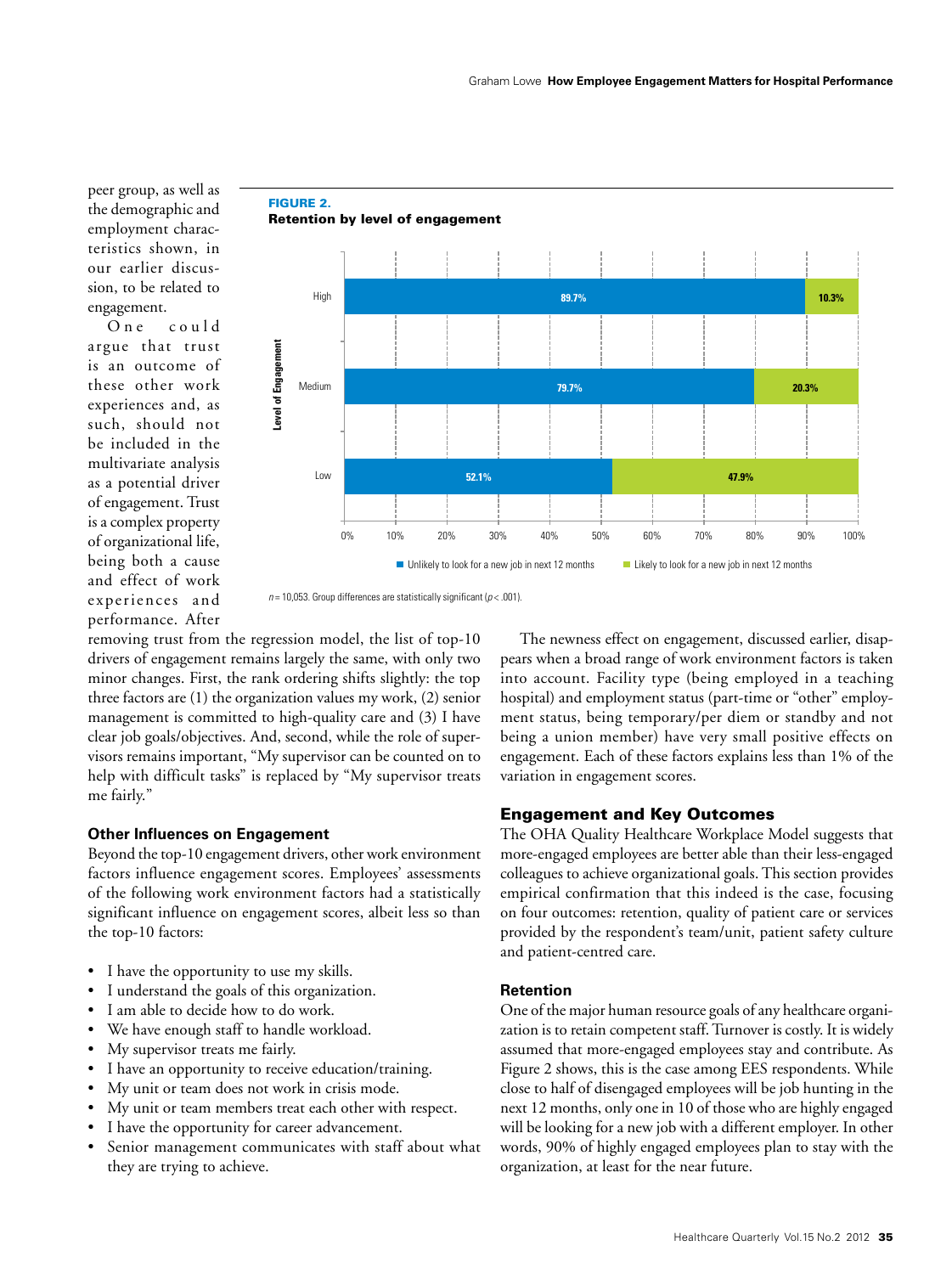peer group, as well as the demographic and employment characteristics shown, in our earlier discussion, to be related to engagement.

One could argue that trust is an outcome of these other work experiences and, as such, should not be included in the multivariate analysis as a potential driver of engagement. Trust is a complex property of organizational life, being both a cause and effect of work experiences and performance. After removing trust from the regression model, the list of top-10 drivers of engagement remains largely the same, with only two minor changes. First, the rank ordering shifts slightly: the top three factors are (1) the organization values my work, (2) senior management is committed to high-quality care and (3) I have clear job goals/objectives. And, second, while the role of supervisors remains important, "My supervisor can be counted on to help with difficult tasks" is replaced by "My supervisor treats me fairly."

**FIGURE 2.**
**Retention by level of engagement**

| Level of Engagement | Unlikely to look for a new job in next 12 months | Likely to look for a new job in next 12 months |
|---|---|---|
| High | 89.7% | 10.3% |
| Medium | 79.7% | 20.3% |
| Low | 52.1% | 47.9% |

*n* = 10,053. Group differences are statistically significant ($p < .001$).

### Other Influences on Engagement

Beyond the top-10 engagement drivers, other work environment factors influence engagement scores. Employees' assessments of the following work environment factors had a statistically significant influence on engagement scores, albeit less so than the top-10 factors:

- I have the opportunity to use my skills.
- I understand the goals of this organization.
- I am able to decide how to do work.
- We have enough staff to handle workload.
- My supervisor treats me fairly.
- I have an opportunity to receive education/training.
- My unit or team does not work in crisis mode.
- My unit or team members treat each other with respect.
- I have the opportunity for career advancement.
- Senior management communicates with staff about what they are trying to achieve.

The newness effect on engagement, discussed earlier, disappears when a broad range of work environment factors is taken into account. Facility type (being employed in a teaching hospital) and employment status (part-time or "other" employment status, being temporary/per diem or standby and not being a union member) have very small positive effects on engagement. Each of these factors explains less than 1% of the variation in engagement scores.

## Engagement and Key Outcomes

The OHA Quality Healthcare Workplace Model suggests that more-engaged employees are better able than their less-engaged colleagues to achieve organizational goals. This section provides empirical confirmation that this indeed is the case, focusing on four outcomes: retention, quality of patient care or services provided by the respondent's team/unit, patient safety culture and patient-centred care.

### Retention

One of the major human resource goals of any healthcare organization is to retain competent staff. Turnover is costly. It is widely assumed that more-engaged employees stay and contribute. As Figure 2 shows, this is the case among EES respondents. While close to half of disengaged employees will be job hunting in the next 12 months, only one in 10 of those who are highly engaged will be looking for a new job with a different employer. In other words, 90% of highly engaged employees plan to stay with the organization, at least for the near future.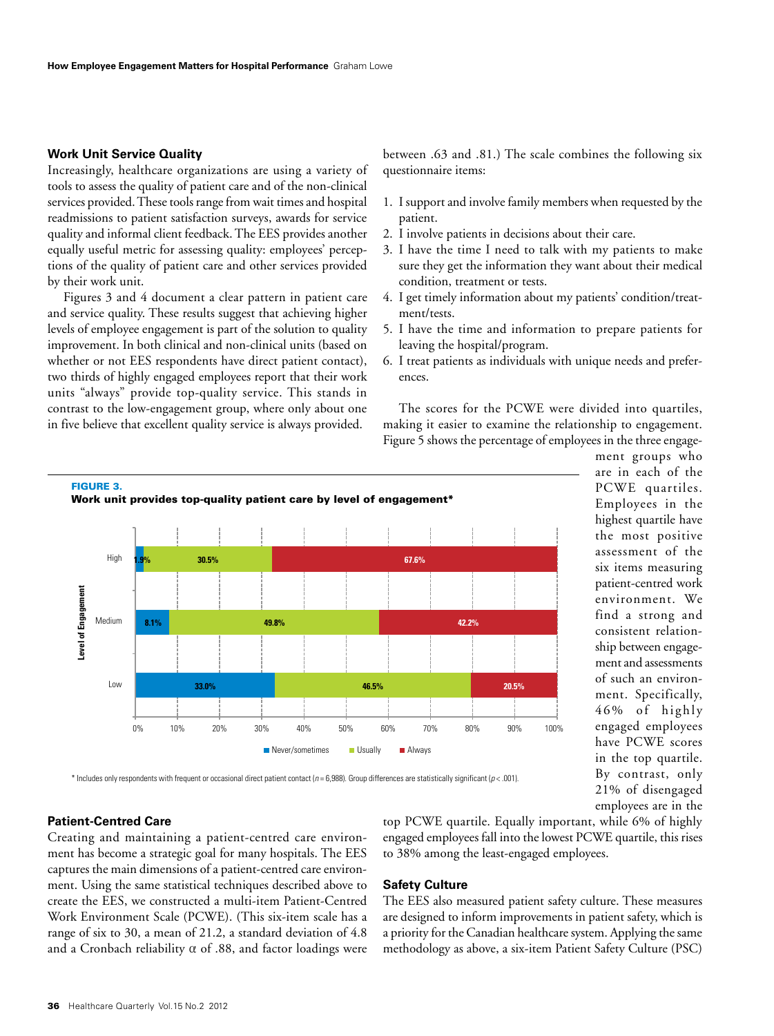### Work Unit Service Quality

Increasingly, healthcare organizations are using a variety of tools to assess the quality of patient care and of the non-clinical services provided. These tools range from wait times and hospital readmissions to patient satisfaction surveys, awards for service quality and informal client feedback. The EES provides another equally useful metric for assessing quality: employees' perceptions of the quality of patient care and other services provided by their work unit.

Figures 3 and 4 document a clear pattern in patient care and service quality. These results suggest that achieving higher levels of employee engagement is part of the solution to quality improvement. In both clinical and non-clinical units (based on whether or not EES respondents have direct patient contact), two thirds of highly engaged employees report that their work units "always" provide top-quality service. This stands in contrast to the low-engagement group, where only about one in five believe that excellent quality service is always provided.

**FIGURE 3.**
**Work unit provides top-quality patient care by level of engagement***

| Level of Engagement | Never/sometimes | Usually | Always |
|---|---|---|---|
| High | 1.9% | 30.5% | 67.6% |
| Medium | 8.1% | 49.8% | 42.2% |
| Low | 33.0% | 46.5% | 20.5% |

\* Includes only respondents with frequent or occasional direct patient contact ($n$ = 6,988). Group differences are statistically significant ($p < .001$).

### Patient-Centred Care

Creating and maintaining a patient-centred care environment has become a strategic goal for many hospitals. The EES captures the main dimensions of a patient-centred care environment. Using the same statistical techniques described above to create the EES, we constructed a multi-item Patient-Centred Work Environment Scale (PCWE). (This six-item scale has a range of six to 30, a mean of 21.2, a standard deviation of 4.8 and a Cronbach reliability $\alpha$ of .88, and factor loadings were between .63 and .81.) The scale combines the following six questionnaire items:

1. I support and involve family members when requested by the patient.
2. I involve patients in decisions about their care.
3. I have the time I need to talk with my patients to make sure they get the information they want about their medical condition, treatment or tests.
4. I get timely information about my patients' condition/treatment/tests.
5. I have the time and information to prepare patients for leaving the hospital/program.
6. I treat patients as individuals with unique needs and preferences.

The scores for the PCWE were divided into quartiles, making it easier to examine the relationship to engagement. Figure 5 shows the percentage of employees in the three engagement groups who are in each of the PCWE quartiles. Employees in the highest quartile have the most positive assessment of the six items measuring patient-centred work environment. We find a strong and consistent relationship between engagement and assessments of such an environment. Specifically, 46% of highly engaged employees have PCWE scores in the top quartile. By contrast, only 21% of disengaged employees are in the top PCWE quartile. Equally important, while 6% of highly engaged employees fall into the lowest PCWE quartile, this rises to 38% among the least-engaged employees.

### Safety Culture

The EES also measured patient safety culture. These measures are designed to inform improvements in patient safety, which is a priority for the Canadian healthcare system. Applying the same methodology as above, a six-item Patient Safety Culture (PSC)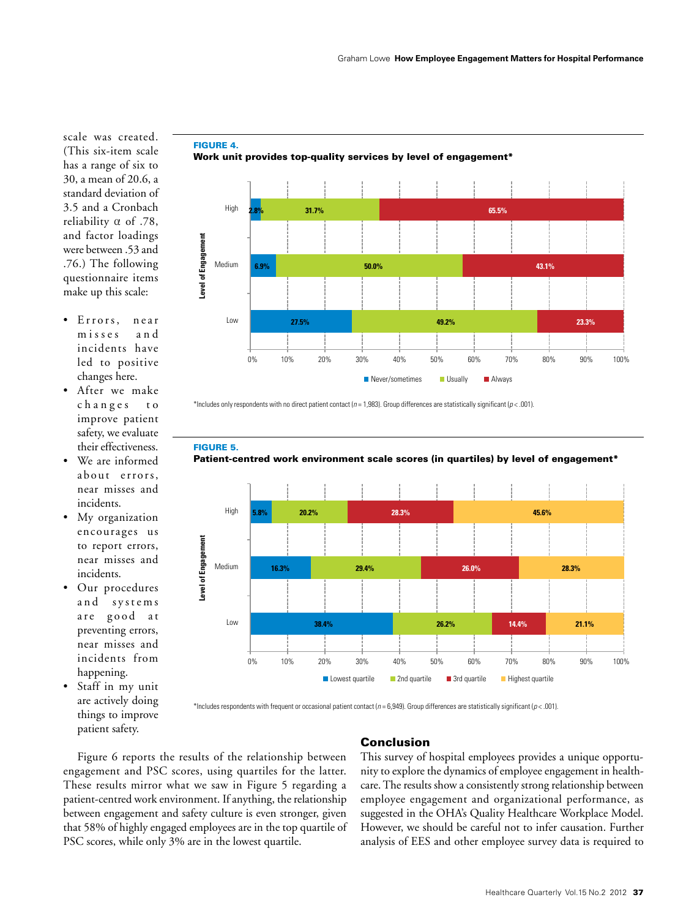scale was created. (This six-item scale has a range of six to 30, a mean of 20.6, a standard deviation of 3.5 and a Cronbach reliability α of .78, and factor loadings were between .53 and .76.) The following questionnaire items make up this scale:

- Errors, near misses and incidents have led to positive changes here.
- After we make changes to improve patient safety, we evaluate their effectiveness.
- We are informed about errors, near misses and incidents.
- My organization encourages us to report errors, near misses and incidents.
- Our procedures and systems are good at preventing errors, near misses and incidents from happening.
- Staff in my unit are actively doing things to improve patient safety.

**FIGURE 4.**
**Work unit provides top-quality services by level of engagement***

| Level of Engagement | Never/sometimes | Usually | Always |
|---|---|---|---|
| High | 2.8% | 31.7% | 65.5% |
| Medium | 6.9% | 50.0% | 43.1% |
| Low | 27.5% | 49.2% | 23.3% |

*Includes only respondents with no direct patient contact ($n = 1{,}983$). Group differences are statistically significant ($p < .001$).

**FIGURE 5.**
**Patient-centred work environment scale scores (in quartiles) by level of engagement***

| Level of Engagement | Lowest quartile | 2nd quartile | 3rd quartile | Highest quartile |
|---|---|---|---|---|
| High | 5.8% | 20.2% | 28.3% | 45.6% |
| Medium | 16.3% | 29.4% | 26.0% | 28.3% |
| Low | 38.4% | 26.2% | 14.4% | 21.1% |

*Includes respondents with frequent or occasional patient contact ($n = 6{,}949$). Group differences are statistically significant ($p < .001$).

Figure 6 reports the results of the relationship between engagement and PSC scores, using quartiles for the latter. These results mirror what we saw in Figure 5 regarding a patient-centred work environment. If anything, the relationship between engagement and safety culture is even stronger, given that 58% of highly engaged employees are in the top quartile of PSC scores, while only 3% are in the lowest quartile.

## Conclusion

This survey of hospital employees provides a unique opportunity to explore the dynamics of employee engagement in healthcare. The results show a consistently strong relationship between employee engagement and organizational performance, as suggested in the OHA's Quality Healthcare Workplace Model. However, we should be careful not to infer causation. Further analysis of EES and other employee survey data is required to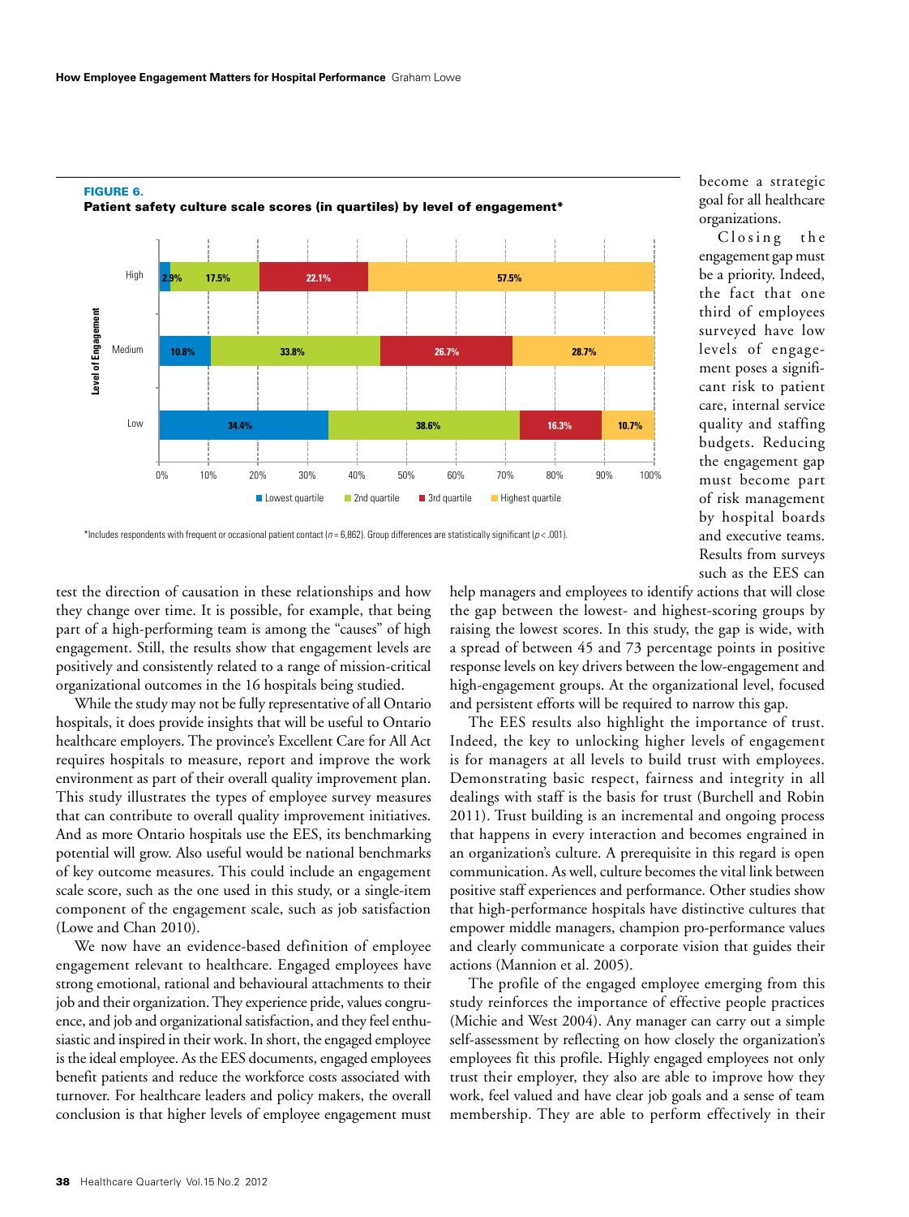**FIGURE 6.**
**Patient safety culture scale scores (in quartiles) by level of engagement***

| Level of Engagement | Lowest quartile | 2nd quartile | 3rd quartile | Highest quartile |
|---|---|---|---|---|
| High | 2.9% | 17.5% | 22.1% | 57.5% |
| Medium | 10.8% | 33.8% | 26.7% | 28.7% |
| Low | 34.4% | 38.6% | 16.3% | 10.7% |

*Includes respondents with frequent or occasional patient contact ($n = 6,862$). Group differences are statistically significant ($p < .001$).

test the direction of causation in these relationships and how they change over time. It is possible, for example, that being part of a high-performing team is among the "causes" of high engagement. Still, the results show that engagement levels are positively and consistently related to a range of mission-critical organizational outcomes in the 16 hospitals being studied.

While the study may not be fully representative of all Ontario hospitals, it does provide insights that will be useful to Ontario healthcare employers. The province's Excellent Care for All Act requires hospitals to measure, report and improve the work environment as part of their overall quality improvement plan. This study illustrates the types of employee survey measures that can contribute to overall quality improvement initiatives. And as more Ontario hospitals use the EES, its benchmarking potential will grow. Also useful would be national benchmarks of key outcome measures. This could include an engagement scale score, such as the one used in this study, or a single-item component of the engagement scale, such as job satisfaction (Lowe and Chan 2010).

We now have an evidence-based definition of employee engagement relevant to healthcare. Engaged employees have strong emotional, rational and behavioural attachments to their job and their organization. They experience pride, values congruence, and job and organizational satisfaction, and they feel enthusiastic and inspired in their work. In short, the engaged employee is the ideal employee. As the EES documents, engaged employees benefit patients and reduce the workforce costs associated with turnover. For healthcare leaders and policy makers, the overall conclusion is that higher levels of employee engagement must become a strategic goal for all healthcare organizations.

Closing the engagement gap must be a priority. Indeed, the fact that one third of employees surveyed have low levels of engagement poses a significant risk to patient care, internal service quality and staffing budgets. Reducing the engagement gap must become part of risk management by hospital boards and executive teams. Results from surveys such as the EES can help managers and employees to identify actions that will close the gap between the lowest- and highest-scoring groups by raising the lowest scores. In this study, the gap is wide, with a spread of between 45 and 73 percentage points in positive response levels on key drivers between the low-engagement and high-engagement groups. At the organizational level, focused and persistent efforts will be required to narrow this gap.

The EES results also highlight the importance of trust. Indeed, the key to unlocking higher levels of engagement is for managers at all levels to build trust with employees. Demonstrating basic respect, fairness and integrity in all dealings with staff is the basis for trust (Burchell and Robin 2011). Trust building is an incremental and ongoing process that happens in every interaction and becomes engrained in an organization's culture. A prerequisite in this regard is open communication. As well, culture becomes the vital link between positive staff experiences and performance. Other studies show that high-performance hospitals have distinctive cultures that empower middle managers, champion pro-performance values and clearly communicate a corporate vision that guides their actions (Mannion et al. 2005).

The profile of the engaged employee emerging from this study reinforces the importance of effective people practices (Michie and West 2004). Any manager can carry out a simple self-assessment by reflecting on how closely the organization's employees fit this profile. Highly engaged employees not only trust their employer, they also are able to improve how they work, feel valued and have clear job goals and a sense of team membership. They are able to perform effectively in their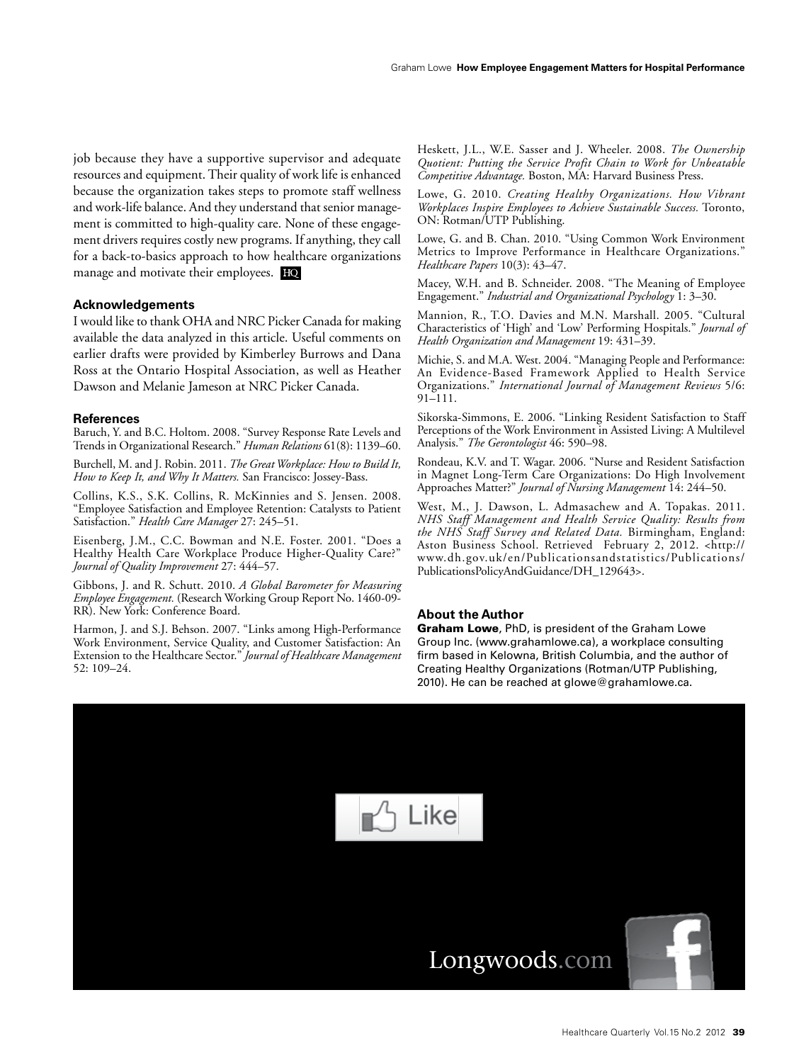job because they have a supportive supervisor and adequate resources and equipment. Their quality of work life is enhanced because the organization takes steps to promote staff wellness and work-life balance. And they understand that senior management is committed to high-quality care. None of these engagement drivers requires costly new programs. If anything, they call for a back-to-basics approach to how healthcare organizations manage and motivate their employees. HQ

### Acknowledgements

I would like to thank OHA and NRC Picker Canada for making available the data analyzed in this article. Useful comments on earlier drafts were provided by Kimberley Burrows and Dana Ross at the Ontario Hospital Association, as well as Heather Dawson and Melanie Jameson at NRC Picker Canada.

### References

Baruch, Y. and B.C. Holtom. 2008. "Survey Response Rate Levels and Trends in Organizational Research." *Human Relations* 61(8): 1139–60.

Burchell, M. and J. Robin. 2011. *The Great Workplace: How to Build It, How to Keep It, and Why It Matters.* San Francisco: Jossey-Bass.

Collins, K.S., S.K. Collins, R. McKinnies and S. Jensen. 2008. "Employee Satisfaction and Employee Retention: Catalysts to Patient Satisfaction." *Health Care Manager* 27: 245–51.

Eisenberg, J.M., C.C. Bowman and N.E. Foster. 2001. "Does a Healthy Health Care Workplace Produce Higher-Quality Care?" *Journal of Quality Improvement* 27: 444–57.

Gibbons, J. and R. Schutt. 2010. *A Global Barometer for Measuring Employee Engagement.* (Research Working Group Report No. 1460-09-RR). New York: Conference Board.

Harmon, J. and S.J. Behson. 2007. "Links among High-Performance Work Environment, Service Quality, and Customer Satisfaction: An Extension to the Healthcare Sector." *Journal of Healthcare Management* 52: 109–24.

Heskett, J.L., W.E. Sasser and J. Wheeler. 2008. *The Ownership Quotient: Putting the Service Profit Chain to Work for Unbeatable Competitive Advantage.* Boston, MA: Harvard Business Press.

Lowe, G. 2010. *Creating Healthy Organizations. How Vibrant Workplaces Inspire Employees to Achieve Sustainable Success.* Toronto, ON: Rotman/UTP Publishing.

Lowe, G. and B. Chan. 2010. "Using Common Work Environment Metrics to Improve Performance in Healthcare Organizations." *Healthcare Papers* 10(3): 43–47.

Macey, W.H. and B. Schneider. 2008. "The Meaning of Employee Engagement." *Industrial and Organizational Psychology* 1: 3–30.

Mannion, R., T.O. Davies and M.N. Marshall. 2005. "Cultural Characteristics of 'High' and 'Low' Performing Hospitals." *Journal of Health Organization and Management* 19: 431–39.

Michie, S. and M.A. West. 2004. "Managing People and Performance: An Evidence-Based Framework Applied to Health Service Organizations." *International Journal of Management Reviews* 5/6: 91–111.

Sikorska-Simmons, E. 2006. "Linking Resident Satisfaction to Staff Perceptions of the Work Environment in Assisted Living: A Multilevel Analysis." *The Gerontologist* 46: 590–98.

Rondeau, K.V. and T. Wagar. 2006. "Nurse and Resident Satisfaction in Magnet Long-Term Care Organizations: Do High Involvement Approaches Matter?" *Journal of Nursing Management* 14: 244–50.

West, M., J. Dawson, L. Admasachew and A. Topakas. 2011. *NHS Staff Management and Health Service Quality: Results from the NHS Staff Survey and Related Data.* Birmingham, England: Aston Business School. Retrieved February 2, 2012. <http://www.dh.gov.uk/en/Publicationsandstatistics/Publications/PublicationsPolicyAndGuidance/DH_129643>.

### About the Author

**Graham Lowe**, PhD, is president of the Graham Lowe Group Inc. (www.grahamlowe.ca), a workplace consulting firm based in Kelowna, British Columbia, and the author of Creating Healthy Organizations (Rotman/UTP Publishing, 2010). He can be reached at glowe@grahamlowe.ca.

Like

Longwoods.com